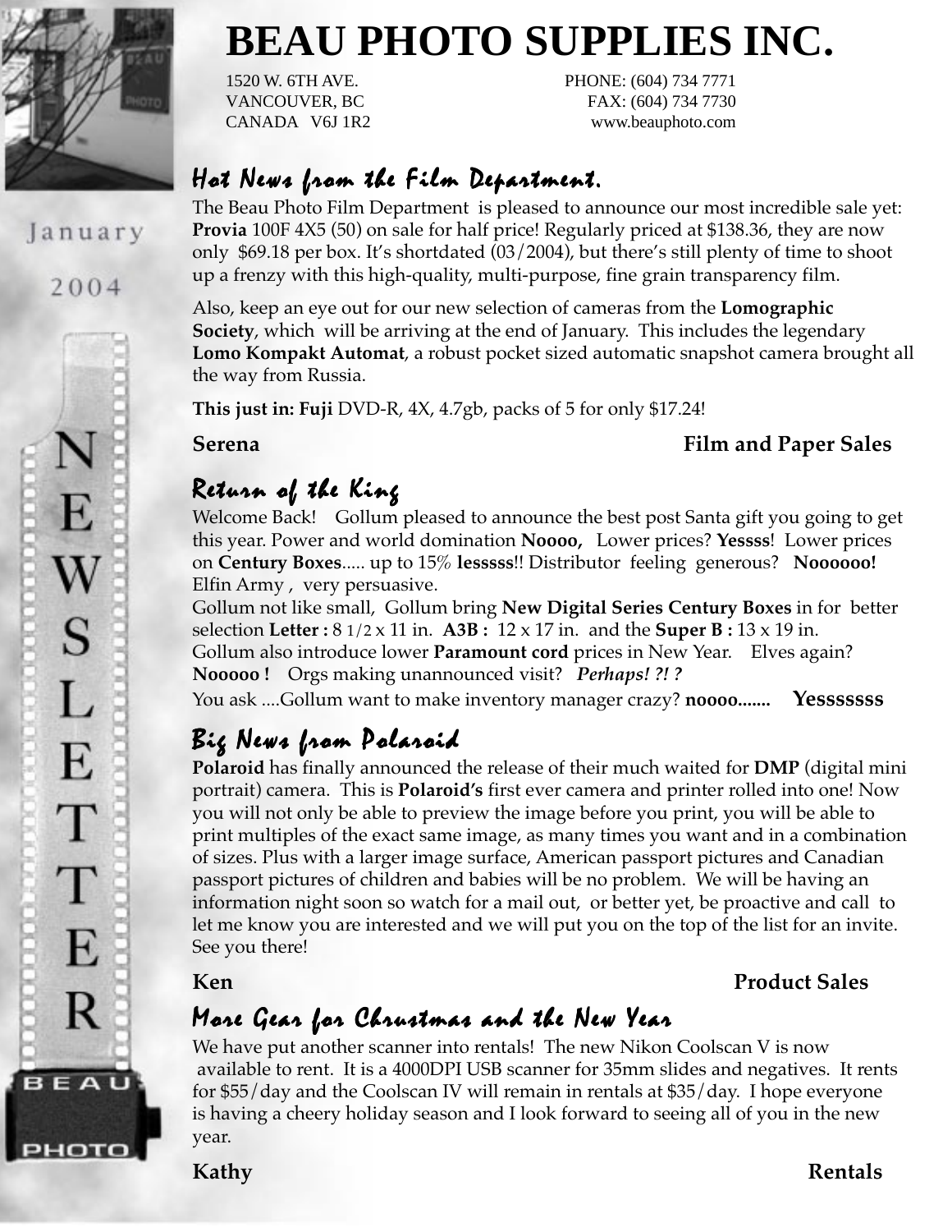# BEAU PHOTO SUPPLIES INC.

1520 W. 6TH AVE.
VANCOUVER, BC
CANADA V6J 1R2

PHONE: (604) 734 7771
FAX: (604) 734 7730
www.beauphoto.com

January 2004

NEWSLETTER

## Hot News from the Film Department.

The Beau Photo Film Department is pleased to announce our most incredible sale yet: **Provia** 100F 4X5 (50) on sale for half price! Regularly priced at $138.36, they are now only $69.18 per box. It's shortdated (03/2004), but there's still plenty of time to shoot up a frenzy with this high-quality, multi-purpose, fine grain transparency film.

Also, keep an eye out for our new selection of cameras from the **Lomographic Society**, which will be arriving at the end of January. This includes the legendary **Lomo Kompakt Automat**, a robust pocket sized automatic snapshot camera brought all the way from Russia.

**This just in: Fuji** DVD-R, 4X, 4.7gb, packs of 5 for only $17.24!

**Serena** — **Film and Paper Sales**

## Return of the King

Welcome Back! Gollum pleased to announce the best post Santa gift you going to get this year. Power and world domination **Noooo,** Lower prices? **Yessss**! Lower prices on **Century Boxes**..... up to 15% **lesssss**!! Distributor feeling generous? **Noooooo!** Elfin Army , very persuasive.
Gollum not like small, Gollum bring **New Digital Series Century Boxes** in for better selection **Letter :** 8 1/2 x 11 in. **A3B :** 12 x 17 in. and the **Super B :** 13 x 19 in.
Gollum also introduce lower **Paramount cord** prices in New Year. Elves again? **Nooooo !** Orgs making unannounced visit? ***Perhaps! ?! ?***
You ask ....Gollum want to make inventory manager crazy? **noooo.......** **Yesssssss**

## Big News from Polaroid

**Polaroid** has finally announced the release of their much waited for **DMP** (digital mini portrait) camera. This is **Polaroid's** first ever camera and printer rolled into one! Now you will not only be able to preview the image before you print, you will be able to print multiples of the exact same image, as many times you want and in a combination of sizes. Plus with a larger image surface, American passport pictures and Canadian passport pictures of children and babies will be no problem. We will be having an information night soon so watch for a mail out, or better yet, be proactive and call to let me know you are interested and we will put you on the top of the list for an invite. See you there!

**Ken** — **Product Sales**

## More Gear for Chrustmas and the New Year

We have put another scanner into rentals! The new Nikon Coolscan V is now available to rent. It is a 4000DPI USB scanner for 35mm slides and negatives. It rents for $55/day and the Coolscan IV will remain in rentals at $35/day. I hope everyone is having a cheery holiday season and I look forward to seeing all of you in the new year.

**Kathy** — **Rentals**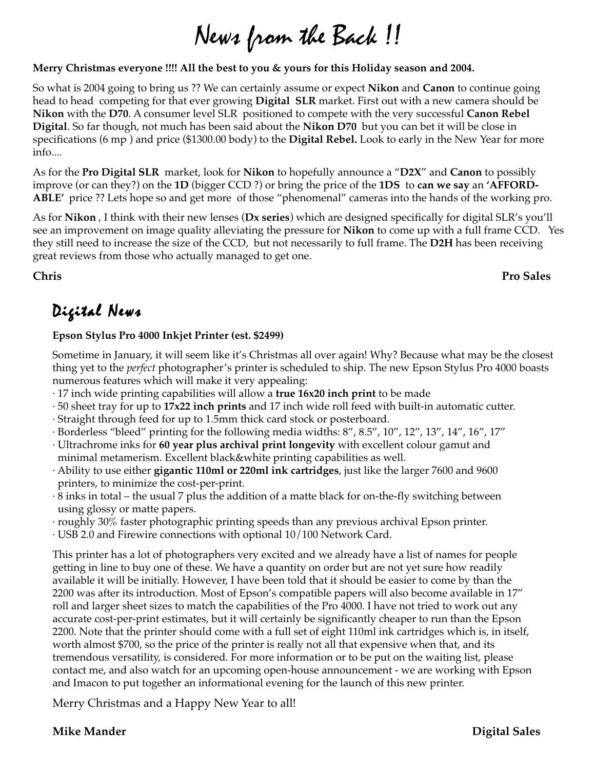# News from the Back !!

**Merry Christmas everyone !!!! All the best to you & yours for this Holiday season and 2004.**

So what is 2004 going to bring us ?? We can certainly assume or expect **Nikon** and **Canon** to continue going head to head competing for that ever growing **Digital SLR** market. First out with a new camera should be **Nikon** with the **D70**. A consumer level SLR positioned to compete with the very successful **Canon Rebel Digital**. So far though, not much has been said about the **Nikon D70** but you can bet it will be close in specifications (6 mp ) and price ($1300.00 body) to the **Digital Rebel.** Look to early in the New Year for more info....

As for the **Pro Digital SLR** market, look for **Nikon** to hopefully announce a "**D2X**" and **Canon** to possibly improve (or can they?) on the **1D** (bigger CCD ?) or bring the price of the **1DS** to **can we say** an **'AFFORD-ABLE'** price ?? Lets hope so and get more of those "phenomenal" cameras into the hands of the working pro.

As for **Nikon** , I think with their new lenses (**Dx series**) which are designed specifically for digital SLR's you'll see an improvement on image quality alleviating the pressure for **Nikon** to come up with a full frame CCD. Yes they still need to increase the size of the CCD, but not necessarily to full frame. The **D2H** has been receiving great reviews from those who actually managed to get one.

**Chris** **Pro Sales**

## Digital News

**Epson Stylus Pro 4000 Inkjet Printer (est. $2499)**

Sometime in January, it will seem like it's Christmas all over again! Why? Because what may be the closest thing yet to the *perfect* photographer's printer is scheduled to ship. The new Epson Stylus Pro 4000 boasts numerous features which will make it very appealing:

- 17 inch wide printing capabilities will allow a **true 16x20 inch print** to be made
- 50 sheet tray for up to **17x22 inch prints** and 17 inch wide roll feed with built-in automatic cutter.
- Straight through feed for up to 1.5mm thick card stock or posterboard.
- Borderless "bleed" printing for the following media widths: 8", 8.5", 10", 12", 13", 14", 16", 17"
- Ultrachrome inks for **60 year plus archival print longevity** with excellent colour gamut and minimal metamerism. Excellent black&white printing capabilities as well.
- Ability to use either **gigantic 110ml or 220ml ink cartridges**, just like the larger 7600 and 9600 printers, to minimize the cost-per-print.
- 8 inks in total – the usual 7 plus the addition of a matte black for on-the-fly switching between using glossy or matte papers.
- roughly 30% faster photographic printing speeds than any previous archival Epson printer.
- USB 2.0 and Firewire connections with optional 10/100 Network Card.

This printer has a lot of photographers very excited and we already have a list of names for people getting in line to buy one of these. We have a quantity on order but are not yet sure how readily available it will be initially. However, I have been told that it should be easier to come by than the 2200 was after its introduction. Most of Epson's compatible papers will also become available in 17" roll and larger sheet sizes to match the capabilities of the Pro 4000. I have not tried to work out any accurate cost-per-print estimates, but it will certainly be significantly cheaper to run than the Epson 2200. Note that the printer should come with a full set of eight 110ml ink cartridges which is, in itself, worth almost $700, so the price of the printer is really not all that expensive when that, and its tremendous versatility, is considered. For more information or to be put on the waiting list, please contact me, and also watch for an upcoming open-house announcement - we are working with Epson and Imacon to put together an informational evening for the launch of this new printer.

Merry Christmas and a Happy New Year to all!

**Mike Mander** **Digital Sales**